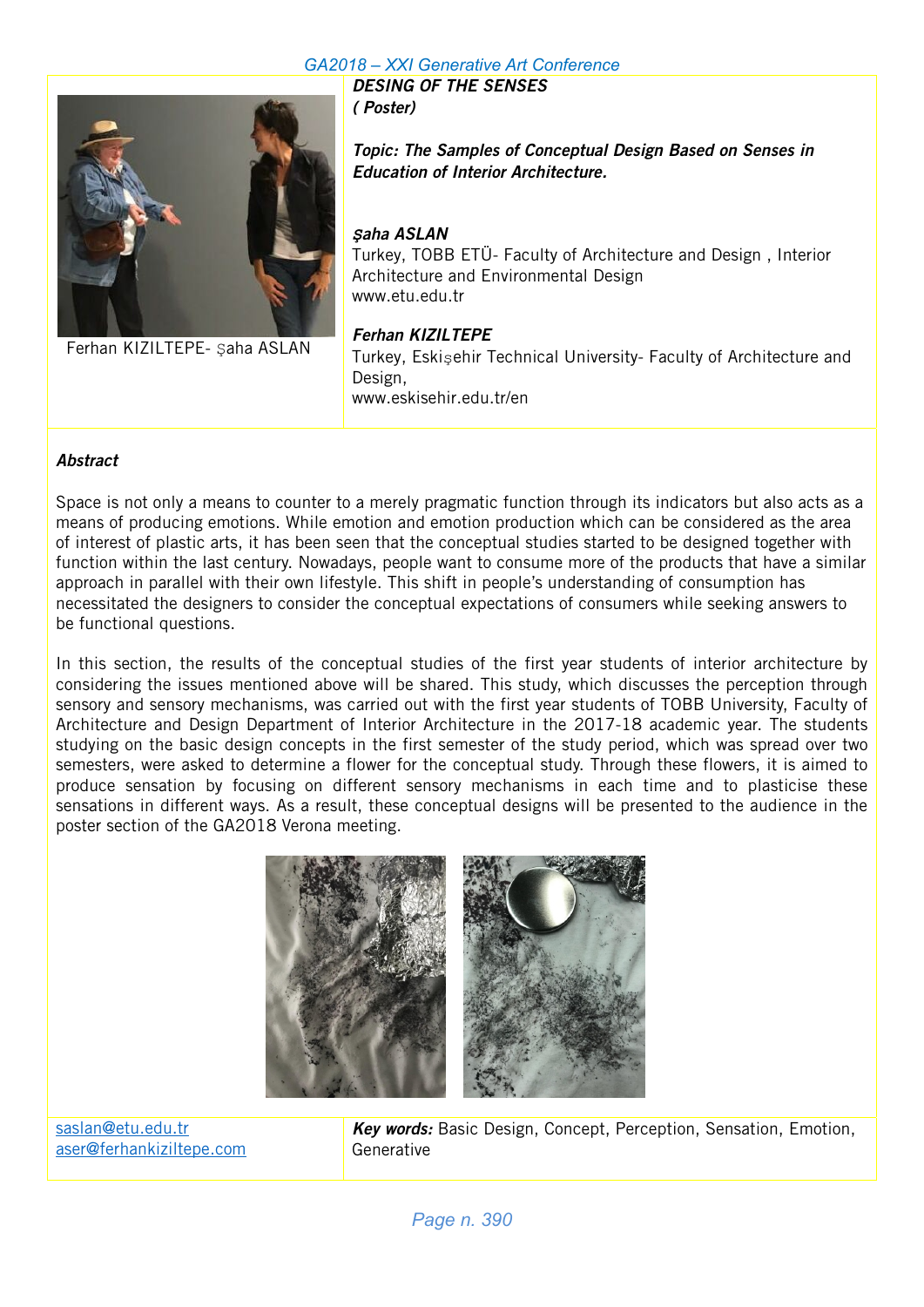# DESING OF THE SENSES

*( Poster)*

***Topic: The Samples of Conceptual Design Based on Senses in Education of Interior Architecture.***

Ferhan KIZILTEPE- Şaha ASLAN

***Şaha ASLAN***

Turkey, TOBB ETÜ- Faculty of Architecture and Design , Interior Architecture and Environmental Design

www.etu.edu.tr

***Ferhan KIZILTEPE***

Turkey, Eskişehir Technical University- Faculty of Architecture and Design,

www.eskisehir.edu.tr/en

## *Abstract*

Space is not only a means to counter to a merely pragmatic function through its indicators but also acts as a means of producing emotions. While emotion and emotion production which can be considered as the area of interest of plastic arts, it has been seen that the conceptual studies started to be designed together with function within the last century. Nowadays, people want to consume more of the products that have a similar approach in parallel with their own lifestyle. This shift in people's understanding of consumption has necessitated the designers to consider the conceptual expectations of consumers while seeking answers to be functional questions.

In this section, the results of the conceptual studies of the first year students of interior architecture by considering the issues mentioned above will be shared. This study, which discusses the perception through sensory and sensory mechanisms, was carried out with the first year students of TOBB University, Faculty of Architecture and Design Department of Interior Architecture in the 2017-18 academic year. The students studying on the basic design concepts in the first semester of the study period, which was spread over two semesters, were asked to determine a flower for the conceptual study. Through these flowers, it is aimed to produce sensation by focusing on different sensory mechanisms in each time and to plasticise these sensations in different ways. As a result, these conceptual designs will be presented to the audience in the poster section of the GA2018 Verona meeting.

saslan@etu.edu.tr
aser@ferhankiziltepe.com

***Key words:*** Basic Design, Concept, Perception, Sensation, Emotion, Generative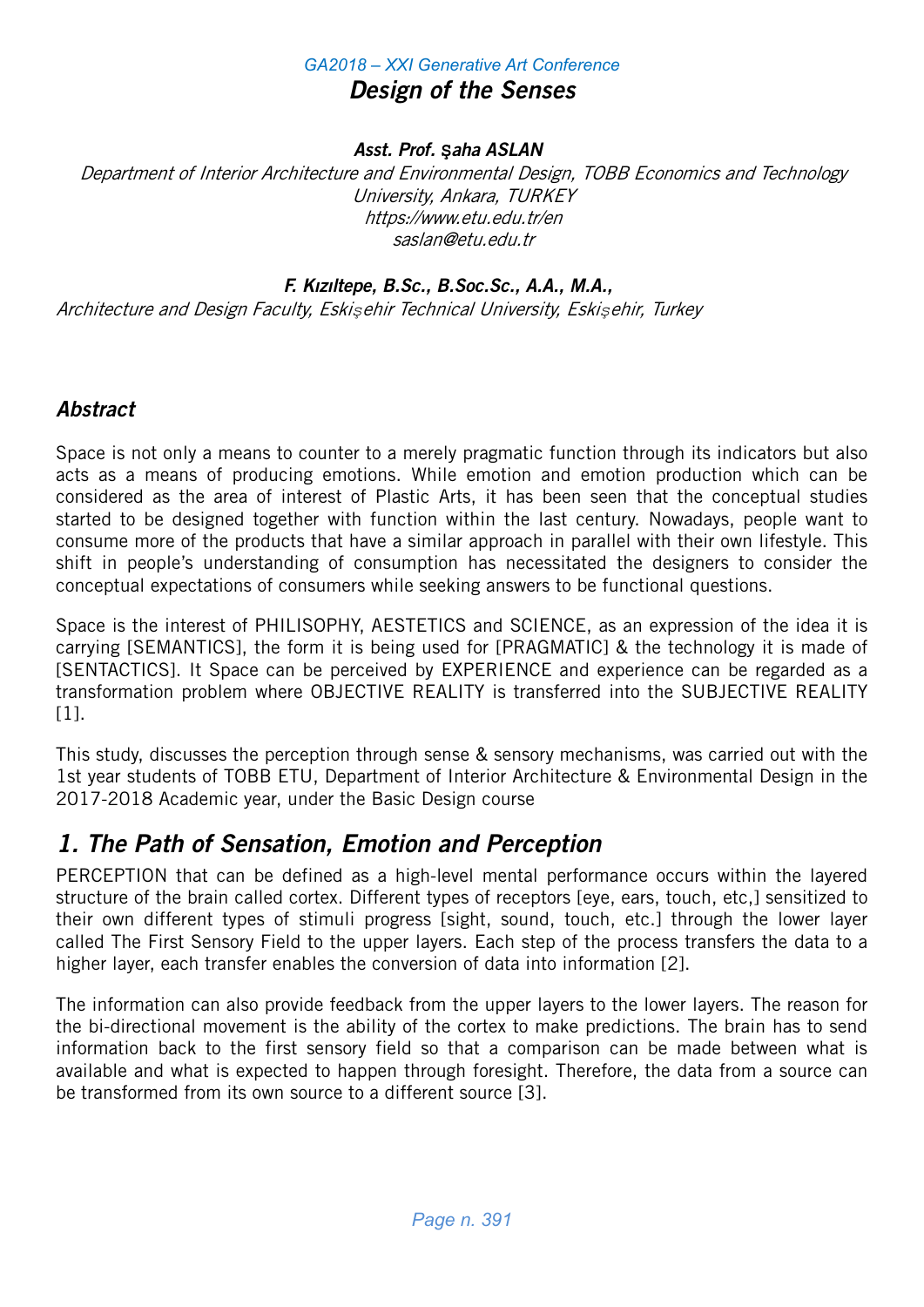GA2018 – XXI Generative Art Conference

# Design of the Senses

***Asst. Prof. Şaha ASLAN***

*Department of Interior Architecture and Environmental Design, TOBB Economics and Technology University, Ankara, TURKEY*
*https://www.etu.edu.tr/en*
*saslan@etu.edu.tr*

***F. Kızıltepe, B.Sc., B.Soc.Sc., A.A., M.A.,***

*Architecture and Design Faculty, Eskişehir Technical University, Eskişehir, Turkey*

## Abstract

Space is not only a means to counter to a merely pragmatic function through its indicators but also acts as a means of producing emotions. While emotion and emotion production which can be considered as the area of interest of Plastic Arts, it has been seen that the conceptual studies started to be designed together with function within the last century. Nowadays, people want to consume more of the products that have a similar approach in parallel with their own lifestyle. This shift in people's understanding of consumption has necessitated the designers to consider the conceptual expectations of consumers while seeking answers to be functional questions.

Space is the interest of PHILISOPHY, AESTETICS and SCIENCE, as an expression of the idea it is carrying [SEMANTICS], the form it is being used for [PRAGMATIC] & the technology it is made of [SENTACTICS]. It Space can be perceived by EXPERIENCE and experience can be regarded as a transformation problem where OBJECTIVE REALITY is transferred into the SUBJECTIVE REALITY [1].

This study, discusses the perception through sense & sensory mechanisms, was carried out with the 1st year students of TOBB ETU, Department of Interior Architecture & Environmental Design in the 2017-2018 Academic year, under the Basic Design course

## 1. The Path of Sensation, Emotion and Perception

PERCEPTION that can be defined as a high-level mental performance occurs within the layered structure of the brain called cortex. Different types of receptors [eye, ears, touch, etc,] sensitized to their own different types of stimuli progress [sight, sound, touch, etc.] through the lower layer called The First Sensory Field to the upper layers. Each step of the process transfers the data to a higher layer, each transfer enables the conversion of data into information [2].

The information can also provide feedback from the upper layers to the lower layers. The reason for the bi-directional movement is the ability of the cortex to make predictions. The brain has to send information back to the first sensory field so that a comparison can be made between what is available and what is expected to happen through foresight. Therefore, the data from a source can be transformed from its own source to a different source [3].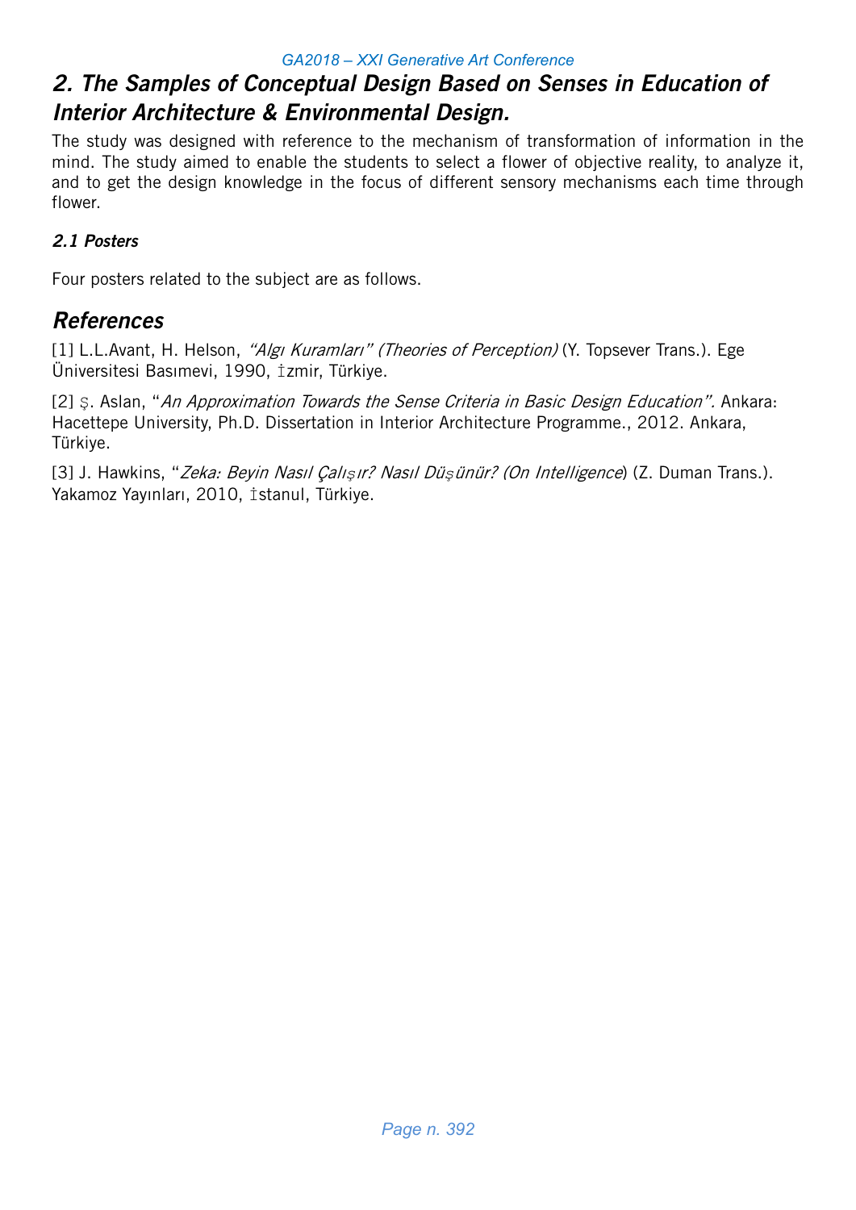## 2. The Samples of Conceptual Design Based on Senses in Education of Interior Architecture & Environmental Design.

The study was designed with reference to the mechanism of transformation of information in the mind. The study aimed to enable the students to select a flower of objective reality, to analyze it, and to get the design knowledge in the focus of different sensory mechanisms each time through flower.

### 2.1 Posters

Four posters related to the subject are as follows.

## References

[1] L.L.Avant, H. Helson, *"Algı Kuramları" (Theories of Perception)* (Y. Topsever Trans.). Ege Üniversitesi Basımevi, 1990, İzmir, Türkiye.

[2] Ş. Aslan, "*An Approximation Towards the Sense Criteria in Basic Design Education".* Ankara: Hacettepe University, Ph.D. Dissertation in Interior Architecture Programme., 2012. Ankara, Türkiye.

[3] J. Hawkins, "*Zeka: Beyin Nasıl Çalışır? Nasıl Düşünür? (On Intelligence*) (Z. Duman Trans.). Yakamoz Yayınları, 2010, İstanul, Türkiye.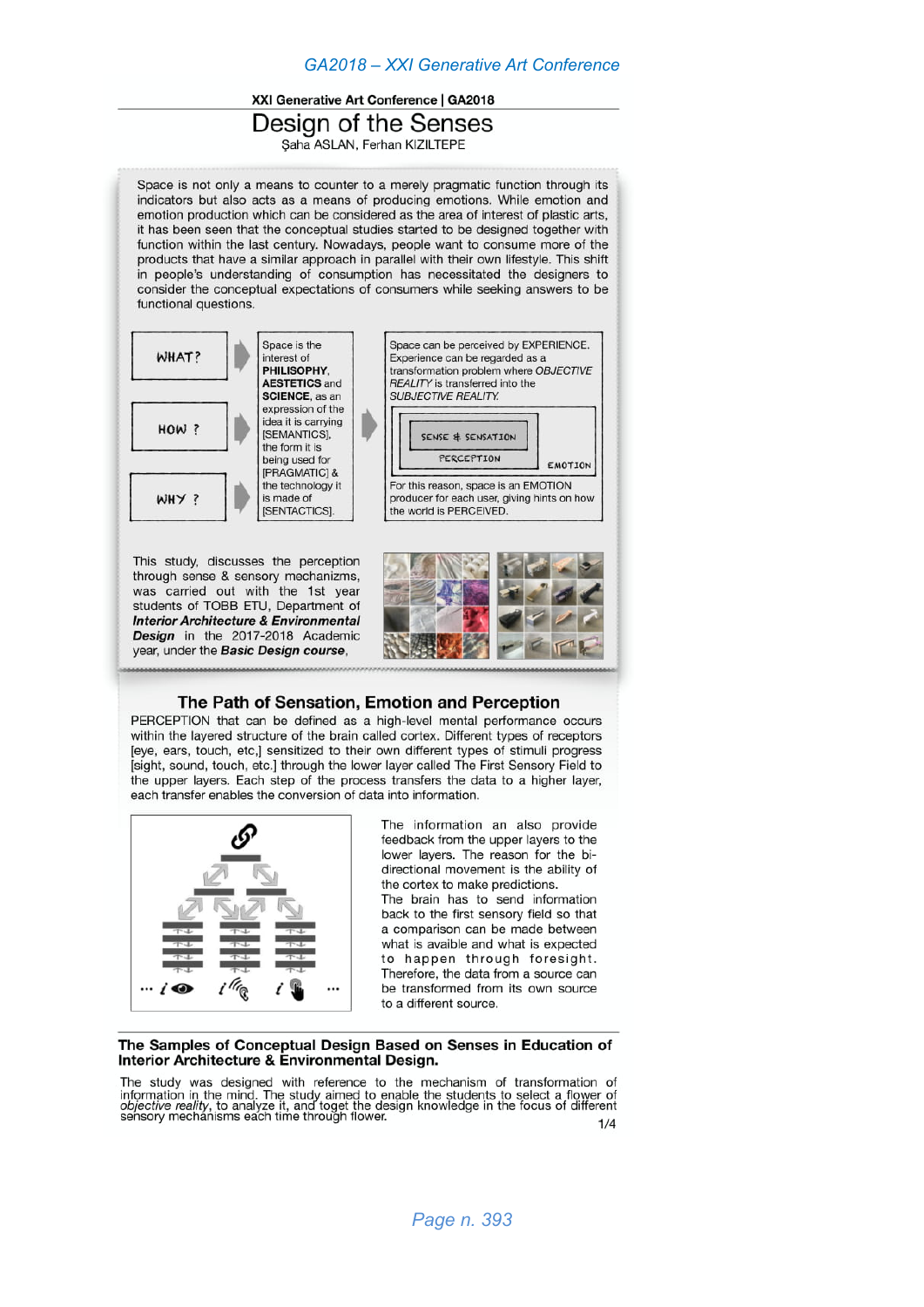XXI Generative Art Conference | GA2018

# Design of the Senses

Şaha ASLAN, Ferhan KIZILTEPE

Space is not only a means to counter to a merely pragmatic function through its indicators but also acts as a means of producing emotions. While emotion and emotion production which can be considered as the area of interest of plastic arts, it has been seen that the conceptual studies started to be designed together with function within the last century. Nowadays, people want to consume more of the products that have a similar approach in parallel with their own lifestyle. This shift in people's understanding of consumption has necessitated the designers to consider the conceptual expectations of consumers while seeking answers to be functional questions.

WHAT? 
HOW ? 
WHY ?

Space is the interest of **PHILOSOPHY**, **AESTETICS** and **SCIENCE**, as an expression of the idea it is carrying [SEMANTICS], the form it is being used for [PRAGMATIC] & the technology it is made of [SENTACTICS].

Space can be perceived by EXPERIENCE. Experience can be regarded as a transformation problem where *OBJECTIVE REALITY* is transferred into the *SUBJECTIVE REALITY.*

SENSE & SENSATION 
PERCEPTION 
EMOTION

For this reason, space is an EMOTION producer for each user, giving hints on how the world is PERCEIVED.

This study, discusses the perception through sense & sensory mechanizms, was carried out with the 1st year students of TOBB ETU, Department of ***Interior Architecture & Environmental Design*** in the 2017-2018 Academic year, under the ***Basic Design course***,

## The Path of Sensation, Emotion and Perception

PERCEPTION that can be defined as a high-level mental performance occurs within the layered structure of the brain called cortex. Different types of receptors [eye, ears, touch, etc,] sensitized to their own different types of stimuli progress [sight, sound, touch, etc.] through the lower layer called The First Sensory Field to the upper layers. Each step of the process transfers the data to a higher layer, each transfer enables the conversion of data into information.

The information an also provide feedback from the upper layers to the lower layers. The reason for the bi-directional movement is the ability of the cortex to make predictions.

The brain has to send information back to the first sensory field so that a comparison can be made between what is avaible and what is expected to happen through foresight. Therefore, the data from a source can be transformed from its own source to a different source.

## The Samples of Conceptual Design Based on Senses in Education of Interior Architecture & Environmental Design.

The study was designed with reference to the mechanism of transformation of information in the mind. The study aimed to enable the students to select a flower of *objective reality*, to analyze it, and toget the design knowledge in the focus of different sensory mechanisms each time through flower.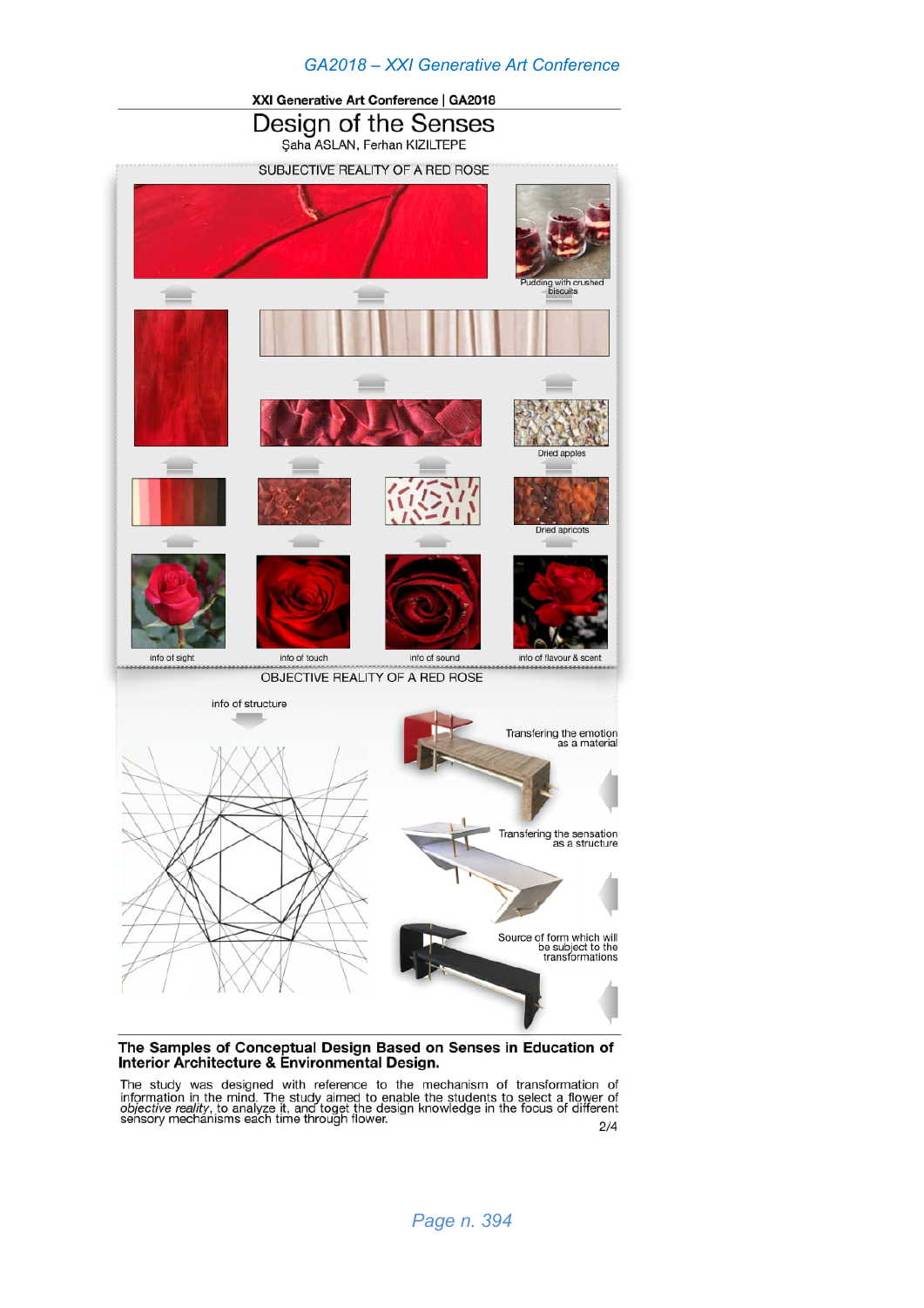XXI Generative Art Conference | GA2018

# Design of the Senses

Şaha ASLAN, Ferhan KIZILTEPE

SUBJECTIVE REALITY OF A RED ROSE

Pudding with crushed biscuits

Dried apples

Dried apricots

info of sight

info of touch

info of sound

info of flavour & scent

OBJECTIVE REALITY OF A RED ROSE

info of structure

Transfering the emotion as a material

Transfering the sensation as a structure

Source of form which will be subject to the transformations

**The Samples of Conceptual Design Based on Senses in Education of Interior Architecture & Environmental Design.**

The study was designed with reference to the mechanism of transformation of information in the mind. The study aimed to enable the students to select a flower of *objective reality*, to analyze it, and toget the design knowledge in the focus of different sensory mechanisms each time through flower.

2/4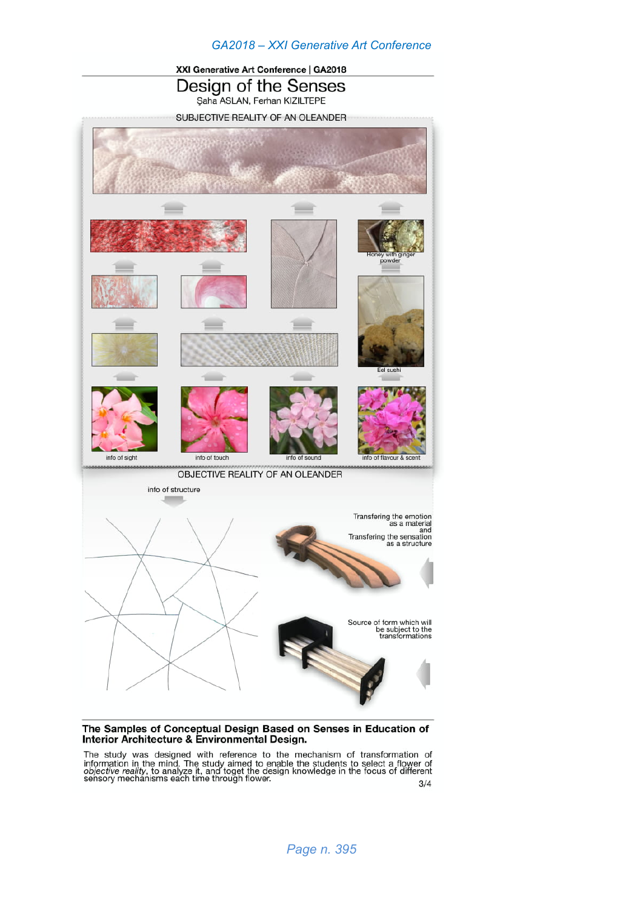XXI Generative Art Conference | GA2018

# Design of the Senses

Şaha ASLAN, Ferhan KIZILTEPE

SUBJECTIVE REALITY OF AN OLEANDER

Honey with ginger powder

Eel sushi

info of sight

info of touch

info of sound

info of flavour & scent

OBJECTIVE REALITY OF AN OLEANDER

info of structure

Transfering the emotion as a material and Transfering the sensation as a structure

Source of form which will be subject to the transformations

## The Samples of Conceptual Design Based on Senses in Education of Interior Architecture & Environmental Design.

The study was designed with reference to the mechanism of transformation of information in the mind. The study aimed to enable the students to select a flower of *objective reality*, to analyze it, and toget the design knowledge in the focus of different sensory mechanisms each time through flower.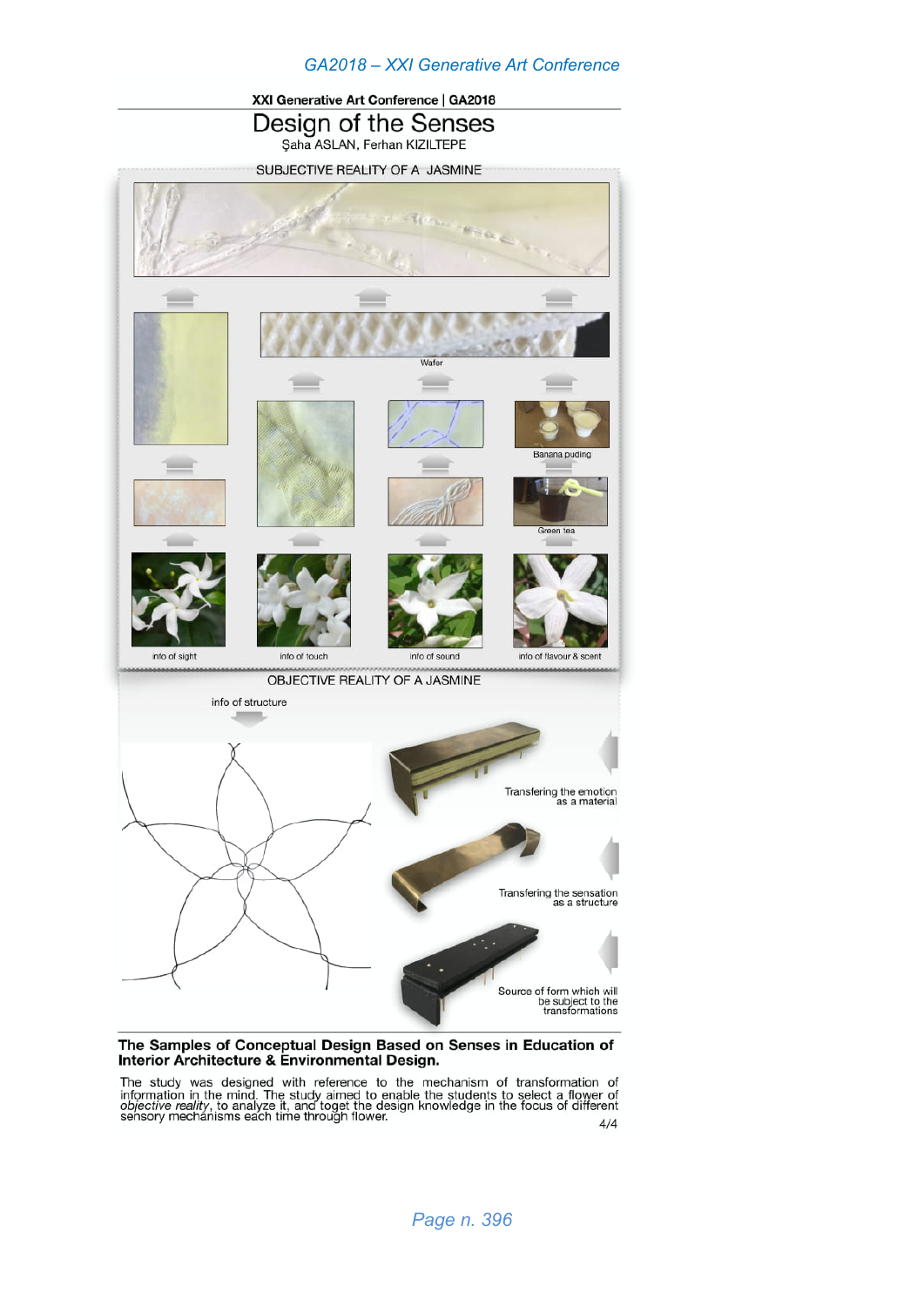XXI Generative Art Conference | GA2018

# Design of the Senses

Şaha ASLAN, Ferhan KIZILTEPE

SUBJECTIVE REALITY OF A JASMINE

Wafer

Banana puding

Green tea

info of sight

info of touch

info of sound

info of flavour & scent

OBJECTIVE REALITY OF A JASMINE

info of structure

Transfering the emotion as a material

Transfering the sensation as a structure

Source of form which will be subject to the transformations

**The Samples of Conceptual Design Based on Senses in Education of Interior Architecture & Environmental Design.**

The study was designed with reference to the mechanism of transformation of information in the mind. The study aimed to enable the students to select a flower of *objective reality*, to analyze it, and toget the design knowledge in the focus of different sensory mechanisms each time through flower.